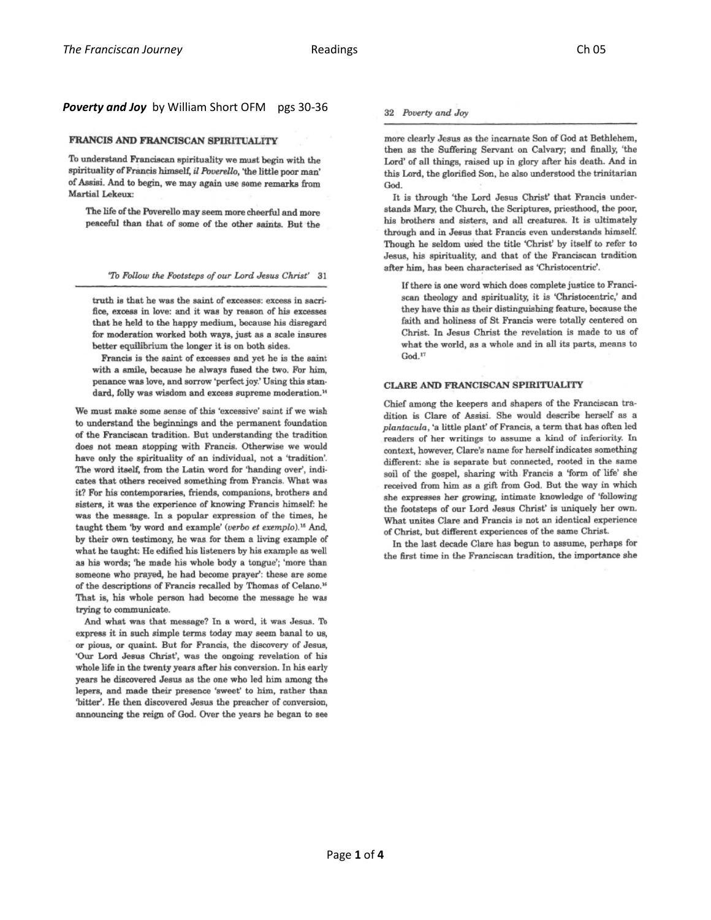**Poverty and Joy** by William Short OFM pgs 30-36

## FRANCIS AND FRANCISCAN SPIRITUALITY

To understand Franciscan spirituality we must begin with the spirituality of Francis himself, *il Poverello*, 'the little poor man' of Assisi. And to begin, we may again use some remarks from Martial Lekeux:

> The life of the Poverello may seem more cheerful and more peaceful than that of some of the other saints. But the truth is that he was the saint of excesses: excess in sacrifice, excess in love: and it was by reason of his excesses that he held to the happy medium, because his disregard for moderation worked both ways, just as a scale insures better equilibrium the longer it is on both sides.
>
> Francis is the saint of excesses and yet he is the saint with a smile, because he always fused the two. For him, penance was love, and sorrow 'perfect joy.' Using this standard, folly was wisdom and excess supreme moderation.[14]

We must make some sense of this 'excessive' saint if we wish to understand the beginnings and the permanent foundation of the Franciscan tradition. But understanding the tradition does not mean stopping with Francis. Otherwise we would have only the spirituality of an individual, not a 'tradition'. The word itself, from the Latin word for 'handing over', indicates that others received something from Francis. What was it? For his contemporaries, friends, companions, brothers and sisters, it was the experience of knowing Francis himself: he was the message. In a popular expression of the times, he taught them 'by word and example' (*verbo et exemplo*).[15] And, by their own testimony, he was for them a living example of what he taught: He edified his listeners by his example as well as his words; 'he made his whole body a tongue'; 'more than someone who prayed, he had become prayer': these are some of the descriptions of Francis recalled by Thomas of Celano.[16] That is, his whole person had become the message he was trying to communicate.

And what was that message? In a word, it was Jesus. To express it in such simple terms today may seem banal to us, or pious, or quaint. But for Francis, the discovery of Jesus, 'Our Lord Jesus Christ', was the ongoing revelation of his whole life in the twenty years after his conversion. In his early years he discovered Jesus as the one who led him among the lepers, and made their presence 'sweet' to him, rather than 'bitter'. He then discovered Jesus the preacher of conversion, announcing the reign of God. Over the years he began to see more clearly Jesus as the incarnate Son of God at Bethlehem, then as the Suffering Servant on Calvary; and finally, 'the Lord' of all things, raised up in glory after his death. And in this Lord, the glorified Son, he also understood the trinitarian God.

It is through 'the Lord Jesus Christ' that Francis understands Mary, the Church, the Scriptures, priesthood, the poor, his brothers and sisters, and all creatures. It is ultimately through and in Jesus that Francis even understands himself. Though he seldom used the title 'Christ' by itself to refer to Jesus, his spirituality, and that of the Franciscan tradition after him, has been characterised as 'Christocentric'.

> If there is one word which does complete justice to Franciscan theology and spirituality, it is 'Christocentric,' and they have this as their distinguishing feature, because the faith and holiness of St Francis were totally centered on Christ. In Jesus Christ the revelation is made to us of what the world, as a whole and in all its parts, means to God.[17]

## CLARE AND FRANCISCAN SPIRITUALITY

Chief among the keepers and shapers of the Franciscan tradition is Clare of Assisi. She would describe herself as a *plantacula*, 'a little plant' of Francis, a term that has often led readers of her writings to assume a kind of inferiority. In context, however, Clare's name for herself indicates something different: she is separate but connected, rooted in the same soil of the gospel, sharing with Francis a 'form of life' she received from him as a gift from God. But the way in which she expresses her growing, intimate knowledge of 'following the footsteps of our Lord Jesus Christ' is uniquely her own. What unites Clare and Francis is not an identical experience of Christ, but different experiences of the same Christ.

In the last decade Clare has begun to assume, perhaps for the first time in the Franciscan tradition, the importance she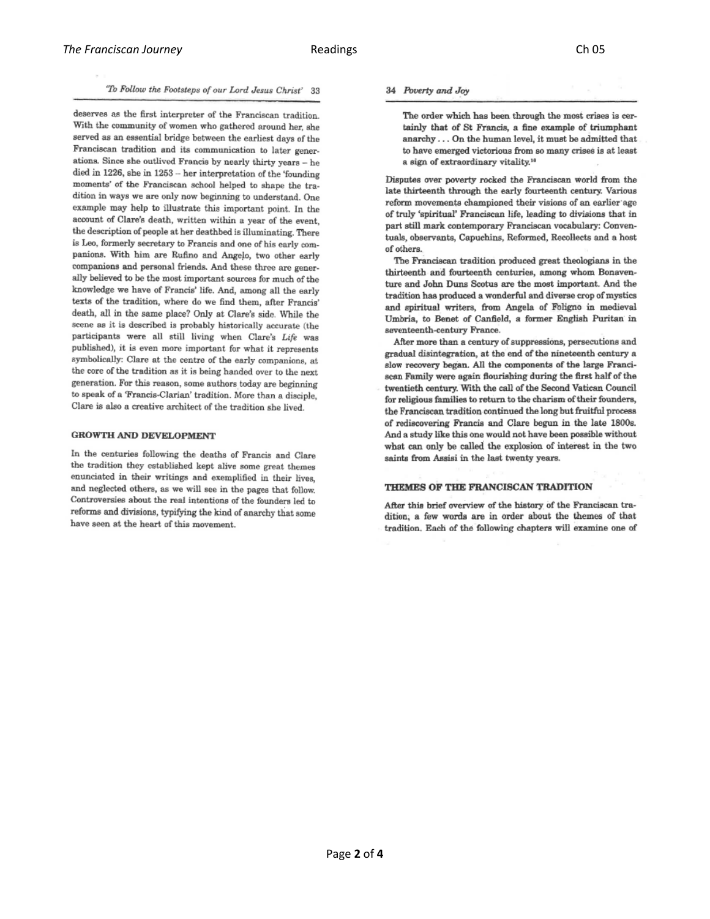deserves as the first interpreter of the Franciscan tradition. With the community of women who gathered around her, she served as an essential bridge between the earliest days of the Franciscan tradition and its communication to later generations. Since she outlived Francis by nearly thirty years – he died in 1226, she in 1253 – her interpretation of the 'founding moments' of the Franciscan school helped to shape the tradition in ways we are only now beginning to understand. One example may help to illustrate this important point. In the account of Clare's death, written within a year of the event, the description of people at her deathbed is illuminating. There is Leo, formerly secretary to Francis and one of his early companions. With him are Rufino and Angelo, two other early companions and personal friends. And these three are generally believed to be the most important sources for much of the knowledge we have of Francis' life. And, among all the early texts of the tradition, where do we find them, after Francis' death, all in the same place? Only at Clare's side. While the scene as it is described is probably historically accurate (the participants were all still living when Clare's *Life* was published), it is even more important for what it represents symbolically: Clare at the centre of the early companions, at the core of the tradition as it is being handed over to the next generation. For this reason, some authors today are beginning to speak of a 'Francis-Clarian' tradition. More than a disciple, Clare is also a creative architect of the tradition she lived.

## GROWTH AND DEVELOPMENT

In the centuries following the deaths of Francis and Clare the tradition they established kept alive some great themes enunciated in their writings and exemplified in their lives, and neglected others, as we will see in the pages that follow. Controversies about the real intentions of the founders led to reforms and divisions, typifying the kind of anarchy that some have seen at the heart of this movement.

> The order which has been through the most crises is certainly that of St Francis, a fine example of triumphant anarchy . . . On the human level, it must be admitted that to have emerged victorious from so many crises is at least a sign of extraordinary vitality.[18]

Disputes over poverty rocked the Franciscan world from the late thirteenth through the early fourteenth century. Various reform movements championed their visions of an earlier age of truly 'spiritual' Franciscan life, leading to divisions that in part still mark contemporary Franciscan vocabulary: Conventuals, observants, Capuchins, Reformed, Recollects and a host of others.

The Franciscan tradition produced great theologians in the thirteenth and fourteenth centuries, among whom Bonaventure and John Duns Scotus are the most important. And the tradition has produced a wonderful and diverse crop of mystics and spiritual writers, from Angela of Foligno in medieval Umbria, to Benet of Canfield, a former English Puritan in seventeenth-century France.

After more than a century of suppressions, persecutions and gradual disintegration, at the end of the nineteenth century a slow recovery began. All the components of the large Franciscan Family were again flourishing during the first half of the twentieth century. With the call of the Second Vatican Council for religious families to return to the charism of their founders, the Franciscan tradition continued the long but fruitful process of rediscovering Francis and Clare begun in the late 1800s. And a study like this one would not have been possible without what can only be called the explosion of interest in the two saints from Assisi in the last twenty years.

## THEMES OF THE FRANCISCAN TRADITION

After this brief overview of the history of the Franciscan tradition, a few words are in order about the themes of that tradition. Each of the following chapters will examine one of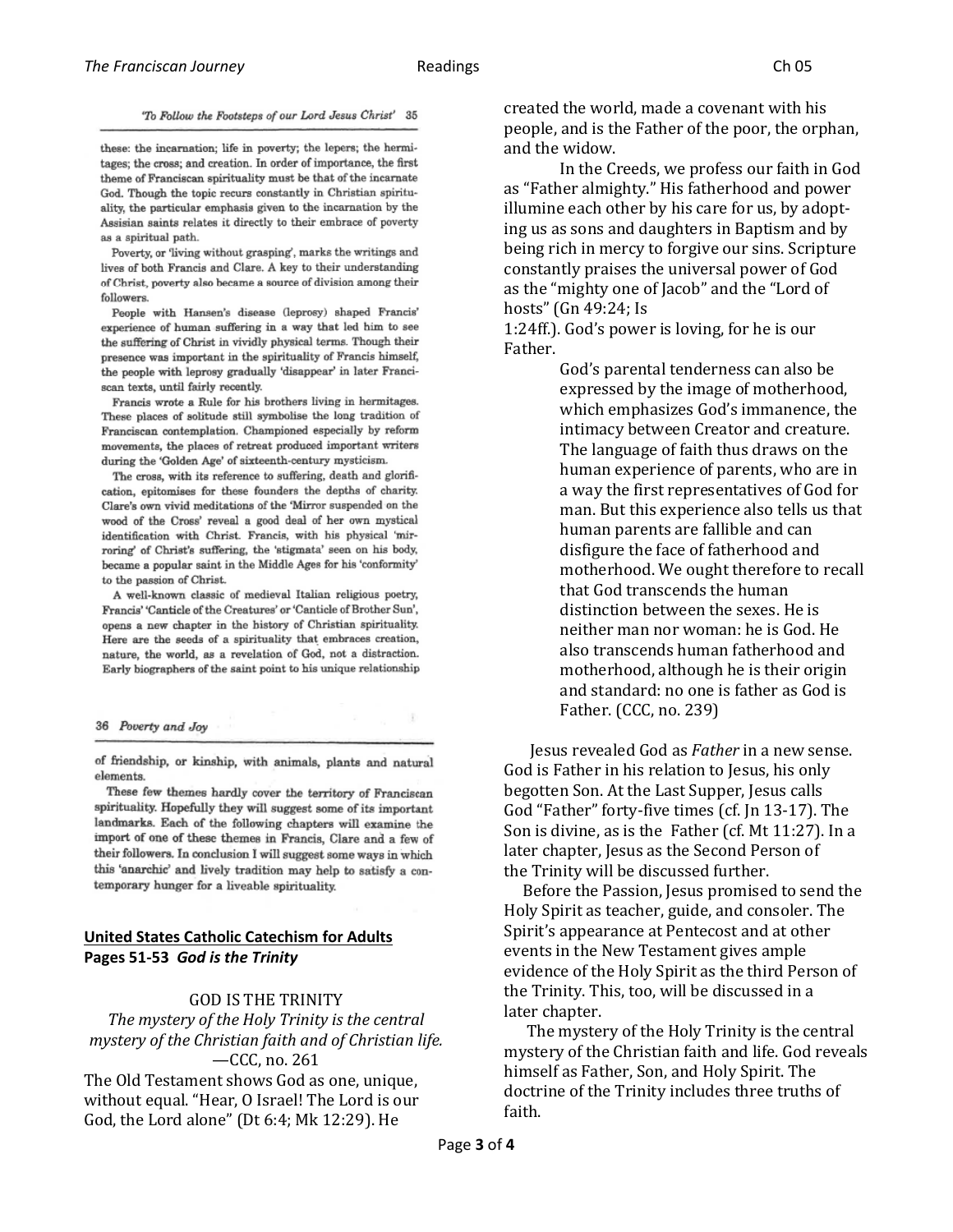these: the incarnation; life in poverty; the lepers; the hermitages; the cross; and creation. In order of importance, the first theme of Franciscan spirituality must be that of the incarnate God. Though the topic recurs constantly in Christian spirituality, the particular emphasis given to the incarnation by the Assisian saints relates it directly to their embrace of poverty as a spiritual path.

Poverty, or 'living without grasping', marks the writings and lives of both Francis and Clare. A key to their understanding of Christ, poverty also became a source of division among their followers.

People with Hansen's disease (leprosy) shaped Francis' experience of human suffering in a way that led him to see the suffering of Christ in vividly physical terms. Though their presence was important in the spirituality of Francis himself, the people with leprosy gradually 'disappear' in later Franciscan texts, until fairly recently.

Francis wrote a Rule for his brothers living in hermitages. These places of solitude still symbolise the long tradition of Franciscan contemplation. Championed especially by reform movements, the places of retreat produced important writers during the 'Golden Age' of sixteenth-century mysticism.

The cross, with its reference to suffering, death and glorification, epitomises for these founders the depths of charity. Clare's own vivid meditations of the 'Mirror suspended on the wood of the Cross' reveal a good deal of her own mystical identification with Christ. Francis, with his physical 'mirroring' of Christ's suffering, the 'stigmata' seen on his body, became a popular saint in the Middle Ages for his 'conformity' to the passion of Christ.

A well-known classic of medieval Italian religious poetry, Francis' 'Canticle of the Creatures' or 'Canticle of Brother Sun', opens a new chapter in the history of Christian spirituality. Here are the seeds of a spirituality that embraces creation, nature, the world, as a revelation of God, not a distraction. Early biographers of the saint point to his unique relationship of friendship, or kinship, with animals, plants and natural elements.

These few themes hardly cover the territory of Franciscan spirituality. Hopefully they will suggest some of its important landmarks. Each of the following chapters will examine the import of one of these themes in Francis, Clare and a few of their followers. In conclusion I will suggest some ways in which this 'anarchic' and lively tradition may help to satisfy a contemporary hunger for a liveable spirituality.

**United States Catholic Catechism for Adults**
**Pages 51-53 *God is the Trinity***

## GOD IS THE TRINITY

*The mystery of the Holy Trinity is the central mystery of the Christian faith and of Christian life.*
—CCC, no. 261

The Old Testament shows God as one, unique, without equal. "Hear, O Israel! The Lord is our God, the Lord alone" (Dt 6:4; Mk 12:29). He created the world, made a covenant with his people, and is the Father of the poor, the orphan, and the widow.

In the Creeds, we profess our faith in God as "Father almighty." His fatherhood and power illumine each other by his care for us, by adopting us as sons and daughters in Baptism and by being rich in mercy to forgive our sins. Scripture constantly praises the universal power of God as the "mighty one of Jacob" and the "Lord of hosts" (Gn 49:24; Is 1:24ff.). God's power is loving, for he is our Father.

> God's parental tenderness can also be expressed by the image of motherhood, which emphasizes God's immanence, the intimacy between Creator and creature. The language of faith thus draws on the human experience of parents, who are in a way the first representatives of God for man. But this experience also tells us that human parents are fallible and can disfigure the face of fatherhood and motherhood. We ought therefore to recall that God transcends the human distinction between the sexes. He is neither man nor woman: he is God. He also transcends human fatherhood and motherhood, although he is their origin and standard: no one is father as God is Father. (CCC, no. 239)

Jesus revealed God as *Father* in a new sense. God is Father in his relation to Jesus, his only begotten Son. At the Last Supper, Jesus calls God "Father" forty-five times (cf. Jn 13-17). The Son is divine, as is the Father (cf. Mt 11:27). In a later chapter, Jesus as the Second Person of the Trinity will be discussed further.

Before the Passion, Jesus promised to send the Holy Spirit as teacher, guide, and consoler. The Spirit's appearance at Pentecost and at other events in the New Testament gives ample evidence of the Holy Spirit as the third Person of the Trinity. This, too, will be discussed in a later chapter.

The mystery of the Holy Trinity is the central mystery of the Christian faith and life. God reveals himself as Father, Son, and Holy Spirit. The doctrine of the Trinity includes three truths of faith.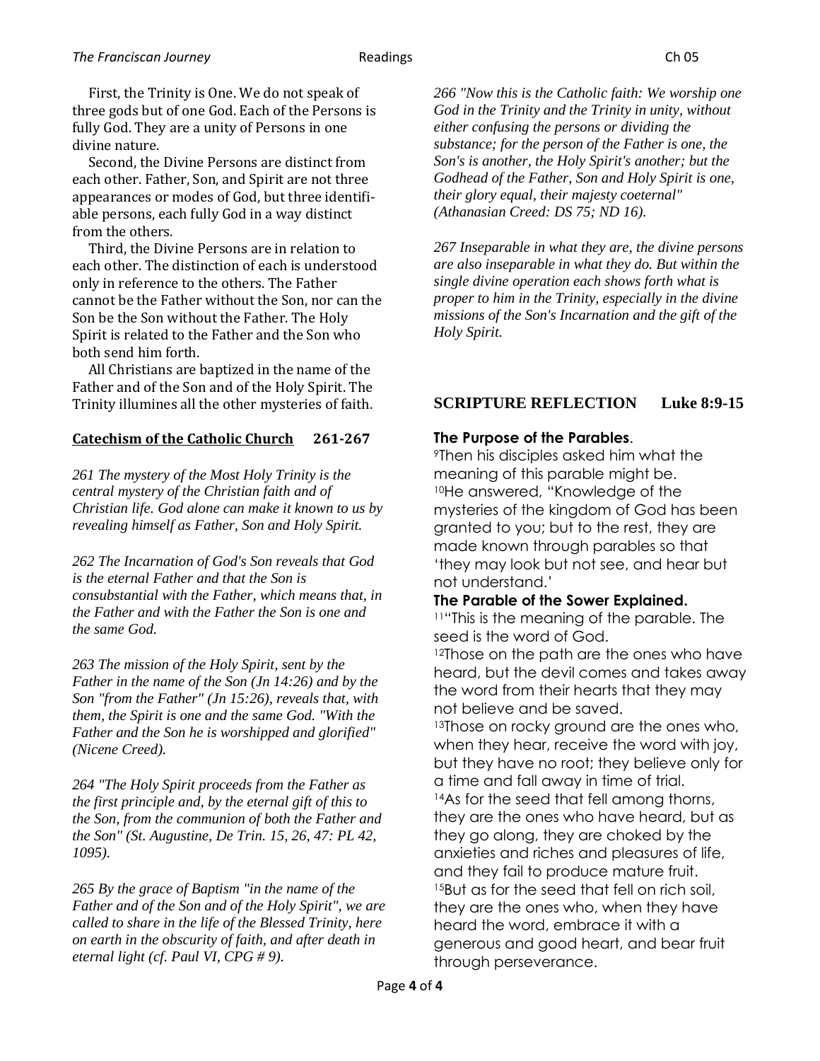First, the Trinity is One. We do not speak of three gods but of one God. Each of the Persons is fully God. They are a unity of Persons in one divine nature.

Second, the Divine Persons are distinct from each other. Father, Son, and Spirit are not three appearances or modes of God, but three identifiable persons, each fully God in a way distinct from the others.

Third, the Divine Persons are in relation to each other. The distinction of each is understood only in reference to the others. The Father cannot be the Father without the Son, nor can the Son be the Son without the Father. The Holy Spirit is related to the Father and the Son who both send him forth.

All Christians are baptized in the name of the Father and of the Son and of the Holy Spirit. The Trinity illumines all the other mysteries of faith.

## Catechism of the Catholic Church 261-267

*261 The mystery of the Most Holy Trinity is the central mystery of the Christian faith and of Christian life. God alone can make it known to us by revealing himself as Father, Son and Holy Spirit.*

*262 The Incarnation of God's Son reveals that God is the eternal Father and that the Son is consubstantial with the Father, which means that, in the Father and with the Father the Son is one and the same God.*

*263 The mission of the Holy Spirit, sent by the Father in the name of the Son (Jn 14:26) and by the Son "from the Father" (Jn 15:26), reveals that, with them, the Spirit is one and the same God. "With the Father and the Son he is worshipped and glorified" (Nicene Creed).*

*264 "The Holy Spirit proceeds from the Father as the first principle and, by the eternal gift of this to the Son, from the communion of both the Father and the Son" (St. Augustine, De Trin. 15, 26, 47: PL 42, 1095).*

*265 By the grace of Baptism "in the name of the Father and of the Son and of the Holy Spirit", we are called to share in the life of the Blessed Trinity, here on earth in the obscurity of faith, and after death in eternal light (cf. Paul VI, CPG # 9).*

*266 "Now this is the Catholic faith: We worship one God in the Trinity and the Trinity in unity, without either confusing the persons or dividing the substance; for the person of the Father is one, the Son's is another, the Holy Spirit's another; but the Godhead of the Father, Son and Holy Spirit is one, their glory equal, their majesty coeternal" (Athanasian Creed: DS 75; ND 16).*

*267 Inseparable in what they are, the divine persons are also inseparable in what they do. But within the single divine operation each shows forth what is proper to him in the Trinity, especially in the divine missions of the Son's Incarnation and the gift of the Holy Spirit.*

## SCRIPTURE REFLECTION Luke 8:9-15

### The Purpose of the Parables.

[9]Then his disciples asked him what the meaning of this parable might be.
[10]He answered, "Knowledge of the mysteries of the kingdom of God has been granted to you; but to the rest, they are made known through parables so that 'they may look but not see, and hear but not understand.'

### The Parable of the Sower Explained.

[11]"This is the meaning of the parable. The seed is the word of God.
[12]Those on the path are the ones who have heard, but the devil comes and takes away the word from their hearts that they may not believe and be saved.
[13]Those on rocky ground are the ones who, when they hear, receive the word with joy, but they have no root; they believe only for a time and fall away in time of trial.
[14]As for the seed that fell among thorns, they are the ones who have heard, but as they go along, they are choked by the anxieties and riches and pleasures of life, and they fail to produce mature fruit.
[15]But as for the seed that fell on rich soil, they are the ones who, when they have heard the word, embrace it with a generous and good heart, and bear fruit through perseverance.